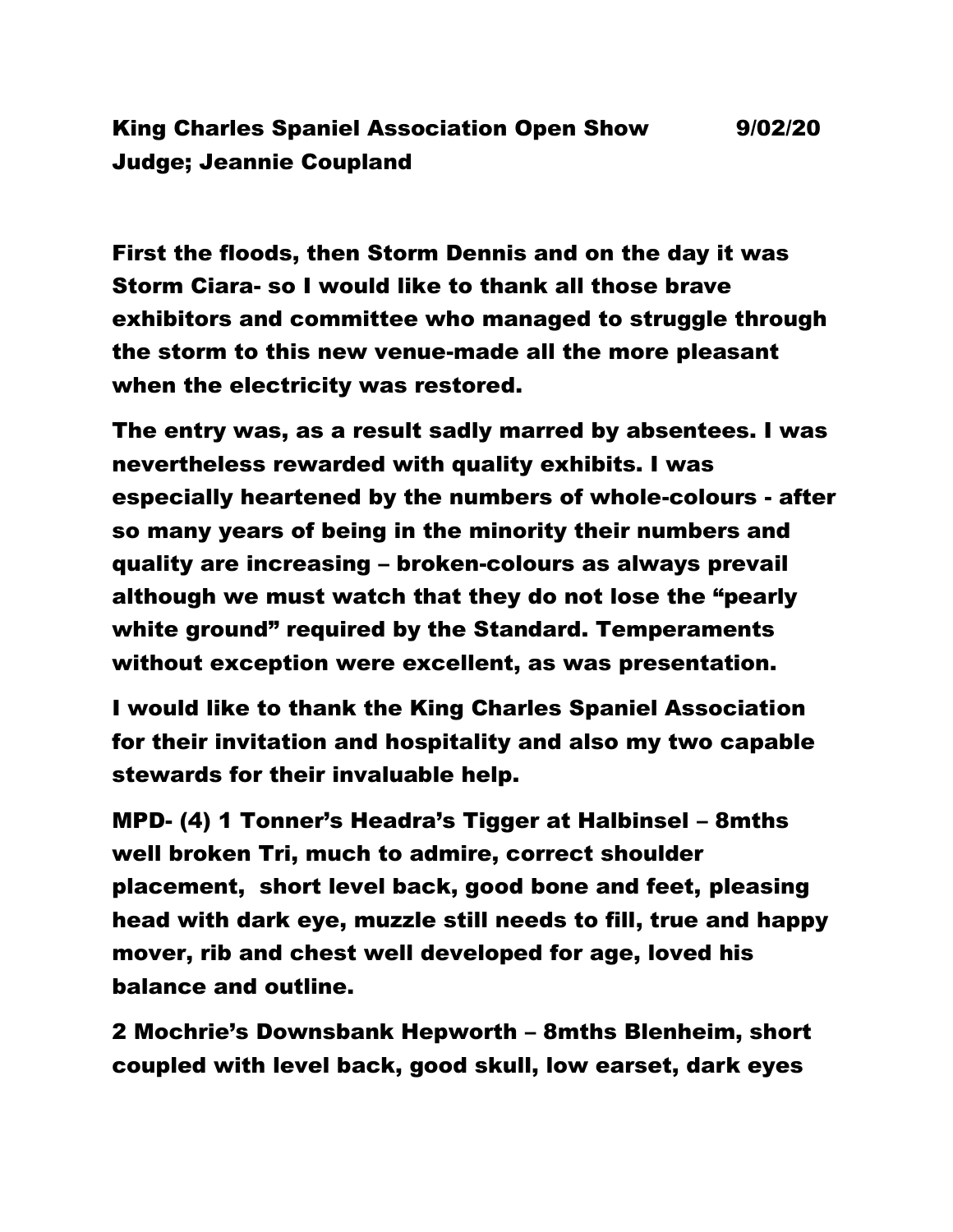# King Charles Spaniel Association Open Show 9/02/20

# Judge; Jeannie Coupland

First the floods, then Storm Dennis and on the day it was Storm Ciara- so I would like to thank all those brave exhibitors and committee who managed to struggle through the storm to this new venue-made all the more pleasant when the electricity was restored.

The entry was, as a result sadly marred by absentees. I was nevertheless rewarded with quality exhibits. I was especially heartened by the numbers of whole-colours - after so many years of being in the minority their numbers and quality are increasing – broken-colours as always prevail although we must watch that they do not lose the "pearly white ground" required by the Standard. Temperaments without exception were excellent, as was presentation.

I would like to thank the King Charles Spaniel Association for their invitation and hospitality and also my two capable stewards for their invaluable help.

MPD- (4) 1 Tonner's Headra's Tigger at Halbinsel – 8mths well broken Tri, much to admire, correct shoulder placement, short level back, good bone and feet, pleasing head with dark eye, muzzle still needs to fill, true and happy mover, rib and chest well developed for age, loved his balance and outline.

2 Mochrie's Downsbank Hepworth – 8mths Blenheim, short coupled with level back, good skull, low earset, dark eyes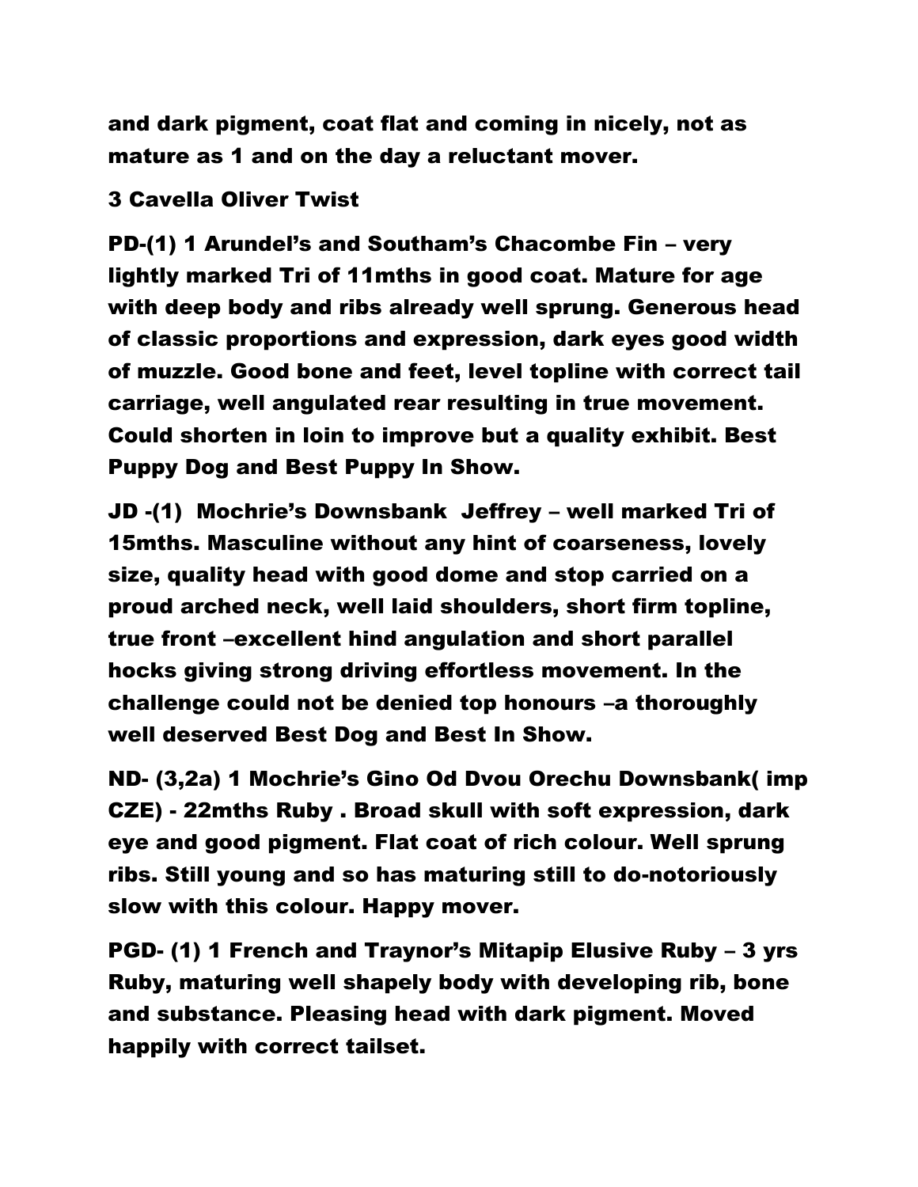**and dark pigment, coat flat and coming in nicely, not as mature as 1 and on the day a reluctant mover.**

**3 Cavella Oliver Twist**

**PD-(1) 1 Arundel's and Southam's Chacombe Fin – very lightly marked Tri of 11mths in good coat. Mature for age with deep body and ribs already well sprung. Generous head of classic proportions and expression, dark eyes good width of muzzle. Good bone and feet, level topline with correct tail carriage, well angulated rear resulting in true movement. Could shorten in loin to improve but a quality exhibit. Best Puppy Dog and Best Puppy In Show.**

**JD -(1) Mochrie's Downsbank Jeffrey – well marked Tri of 15mths. Masculine without any hint of coarseness, lovely size, quality head with good dome and stop carried on a proud arched neck, well laid shoulders, short firm topline, true front –excellent hind angulation and short parallel hocks giving strong driving effortless movement. In the challenge could not be denied top honours –a thoroughly well deserved Best Dog and Best In Show.**

**ND- (3,2a) 1 Mochrie's Gino Od Dvou Orechu Downsbank( imp CZE) - 22mths Ruby . Broad skull with soft expression, dark eye and good pigment. Flat coat of rich colour. Well sprung ribs. Still young and so has maturing still to do-notoriously slow with this colour. Happy mover.**

**PGD- (1) 1 French and Traynor's Mitapip Elusive Ruby – 3 yrs Ruby, maturing well shapely body with developing rib, bone and substance. Pleasing head with dark pigment. Moved happily with correct tailset.**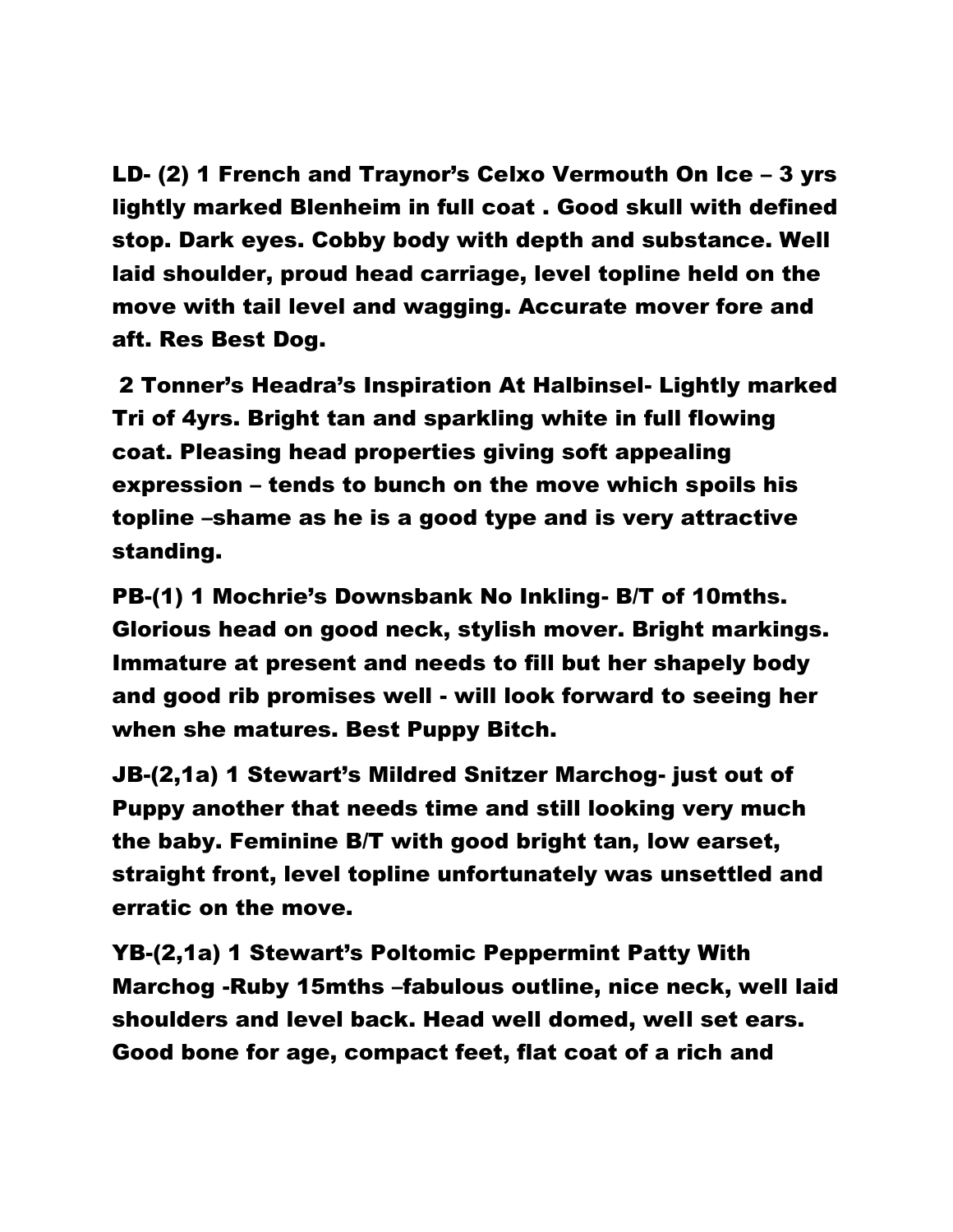**LD- (2) 1 French and Traynor's Celxo Vermouth On Ice – 3 yrs lightly marked Blenheim in full coat . Good skull with defined stop. Dark eyes. Cobby body with depth and substance. Well laid shoulder, proud head carriage, level topline held on the move with tail level and wagging. Accurate mover fore and aft. Res Best Dog.**

**2 Tonner's Headra's Inspiration At Halbinsel- Lightly marked Tri of 4yrs. Bright tan and sparkling white in full flowing coat. Pleasing head properties giving soft appealing expression – tends to bunch on the move which spoils his topline –shame as he is a good type and is very attractive standing.**

**PB-(1) 1 Mochrie's Downsbank No Inkling- B/T of 10mths. Glorious head on good neck, stylish mover. Bright markings. Immature at present and needs to fill but her shapely body and good rib promises well - will look forward to seeing her when she matures. Best Puppy Bitch.**

**JB-(2,1a) 1 Stewart's Mildred Snitzer Marchog- just out of Puppy another that needs time and still looking very much the baby. Feminine B/T with good bright tan, low earset, straight front, level topline unfortunately was unsettled and erratic on the move.**

**YB-(2,1a) 1 Stewart's Poltomic Peppermint Patty With Marchog -Ruby 15mths –fabulous outline, nice neck, well laid shoulders and level back. Head well domed, well set ears. Good bone for age, compact feet, flat coat of a rich and**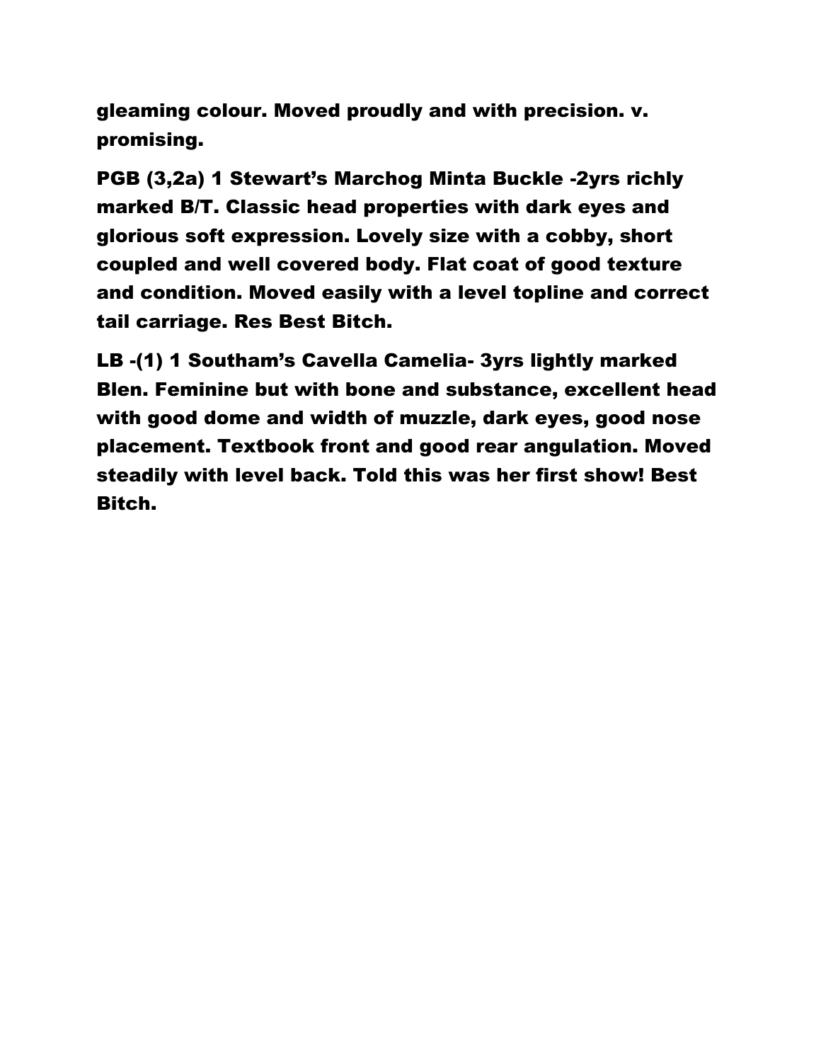**gleaming colour. Moved proudly and with precision. v. promising.**

**PGB (3,2a) 1 Stewart's Marchog Minta Buckle -2yrs richly marked B/T. Classic head properties with dark eyes and glorious soft expression. Lovely size with a cobby, short coupled and well covered body. Flat coat of good texture and condition. Moved easily with a level topline and correct tail carriage. Res Best Bitch.**

**LB -(1) 1 Southam's Cavella Camelia- 3yrs lightly marked Blen. Feminine but with bone and substance, excellent head with good dome and width of muzzle, dark eyes, good nose placement. Textbook front and good rear angulation. Moved steadily with level back. Told this was her first show! Best Bitch.**